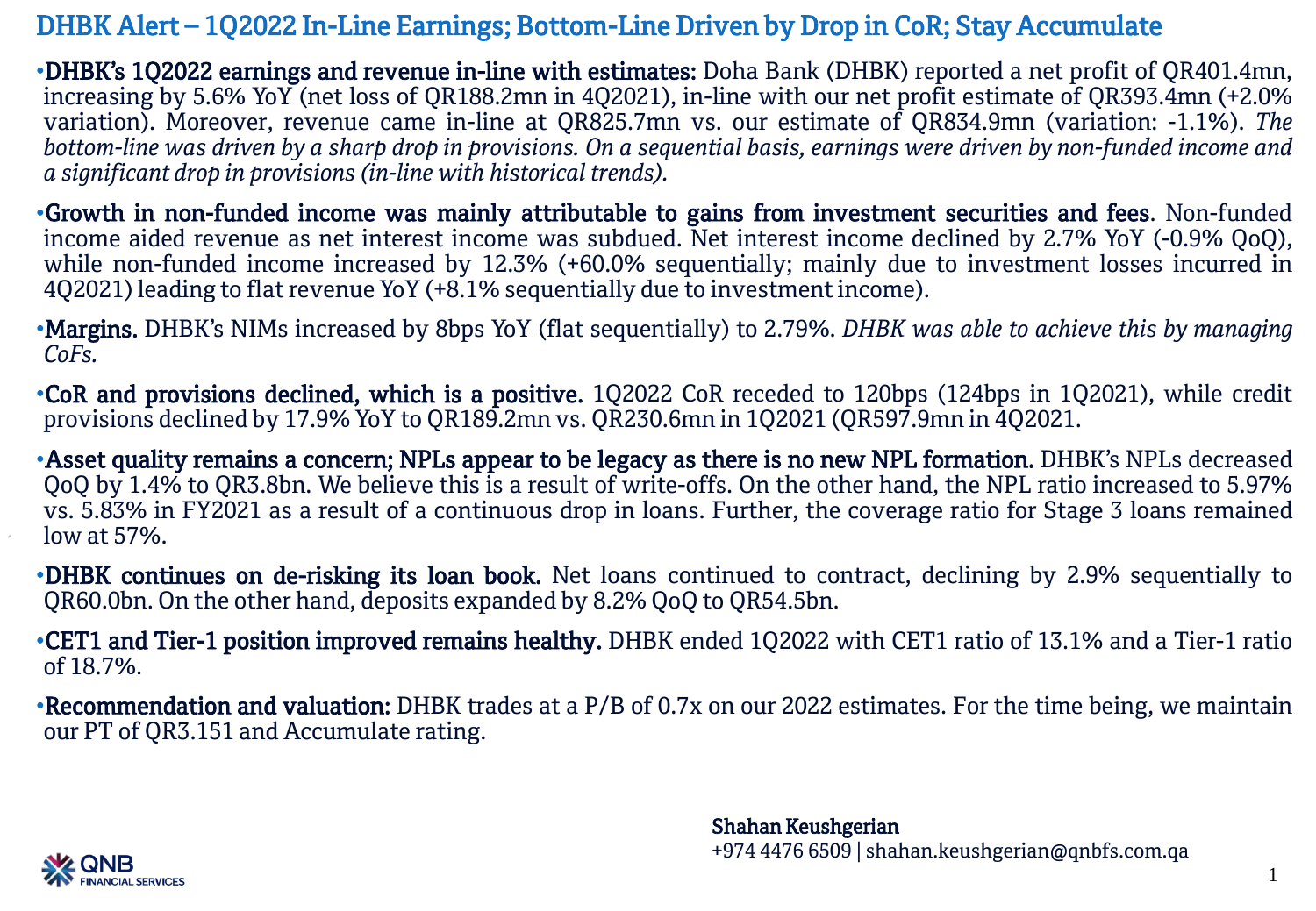# DHBK Alert – 1Q2022 In-Line Earnings; Bottom-Line Driven by Drop in CoR; Stay Accumulate

- **DHBK's 1Q2022 earnings and revenue in-line with estimates:** Doha Bank (DHBK) reported a net profit of QR401.4mn, increasing by 5.6% YoY (net loss of QR188.2mn in 4Q2021), in-line with our net profit estimate of QR393.4mn (+2.0% variation). Moreover, revenue came in-line at QR825.7mn vs. our estimate of QR834.9mn (variation: -1.1%). *The bottom-line was driven by a sharp drop in provisions. On a sequential basis, earnings were driven by non-funded income and a significant drop in provisions (in-line with historical trends).*

- **Growth in non-funded income was mainly attributable to gains from investment securities and fees**. Non-funded income aided revenue as net interest income was subdued. Net interest income declined by 2.7% YoY (-0.9% QoQ), while non-funded income increased by 12.3% (+60.0% sequentially; mainly due to investment losses incurred in 4Q2021) leading to flat revenue YoY (+8.1% sequentially due to investment income).

- **Margins.** DHBK's NIMs increased by 8bps YoY (flat sequentially) to 2.79%. *DHBK was able to achieve this by managing CoFs.*

- **CoR and provisions declined, which is a positive.** 1Q2022 CoR receded to 120bps (124bps in 1Q2021), while credit provisions declined by 17.9% YoY to QR189.2mn vs. QR230.6mn in 1Q2021 (QR597.9mn in 4Q2021.

- **Asset quality remains a concern; NPLs appear to be legacy as there is no new NPL formation.** DHBK's NPLs decreased QoQ by 1.4% to QR3.8bn. We believe this is a result of write-offs. On the other hand, the NPL ratio increased to 5.97% vs. 5.83% in FY2021 as a result of a continuous drop in loans. Further, the coverage ratio for Stage 3 loans remained low at 57%.

- **DHBK continues on de-risking its loan book.** Net loans continued to contract, declining by 2.9% sequentially to QR60.0bn. On the other hand, deposits expanded by 8.2% QoQ to QR54.5bn.

- **CET1 and Tier-1 position improved remains healthy.** DHBK ended 1Q2022 with CET1 ratio of 13.1% and a Tier-1 ratio of 18.7%.

- **Recommendation and valuation:** DHBK trades at a P/B of 0.7x on our 2022 estimates. For the time being, we maintain our PT of QR3.151 and Accumulate rating.

**Shahan Keushgerian**
+974 4476 6509 | shahan.keushgerian@qnbfs.com.qa

QNB FINANCIAL SERVICES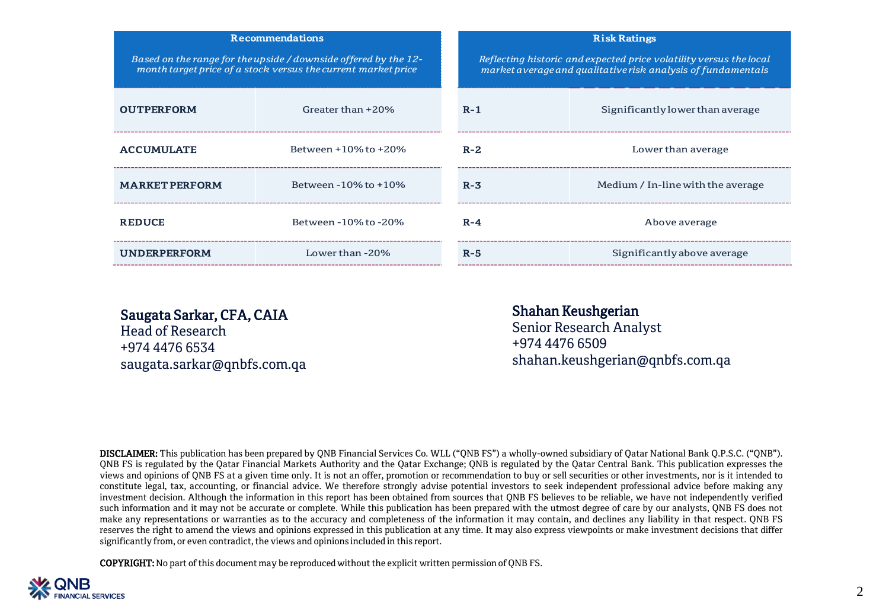| Recommendations | |
|---|---|
| *Based on the range for the upside / downside offered by the 12-month target price of a stock versus the current market price* | |
| **OUTPERFORM** | Greater than +20% |
| **ACCUMULATE** | Between +10% to +20% |
| **MARKET PERFORM** | Between -10% to +10% |
| **REDUCE** | Between -10% to -20% |
| **UNDERPERFORM** | Lower than -20% |

| Risk Ratings | |
|---|---|
| *Reflecting historic and expected price volatility versus the local market average and qualitative risk analysis of fundamentals* | |
| **R-1** | Significantly lower than average |
| **R-2** | Lower than average |
| **R-3** | Medium / In-line with the average |
| **R-4** | Above average |
| **R-5** | Significantly above average |

**Saugata Sarkar, CFA, CAIA**
Head of Research
+974 4476 6534
saugata.sarkar@qnbfs.com.qa

**Shahan Keushgerian**
Senior Research Analyst
+974 4476 6509
shahan.keushgerian@qnbfs.com.qa

**DISCLAIMER:** This publication has been prepared by QNB Financial Services Co. WLL ("QNB FS") a wholly-owned subsidiary of Qatar National Bank Q.P.S.C. ("QNB"). QNB FS is regulated by the Qatar Financial Markets Authority and the Qatar Exchange; QNB is regulated by the Qatar Central Bank. This publication expresses the views and opinions of QNB FS at a given time only. It is not an offer, promotion or recommendation to buy or sell securities or other investments, nor is it intended to constitute legal, tax, accounting, or financial advice. We therefore strongly advise potential investors to seek independent professional advice before making any investment decision. Although the information in this report has been obtained from sources that QNB FS believes to be reliable, we have not independently verified such information and it may not be accurate or complete. While this publication has been prepared with the utmost degree of care by our analysts, QNB FS does not make any representations or warranties as to the accuracy and completeness of the information it may contain, and declines any liability in that respect. QNB FS reserves the right to amend the views and opinions expressed in this publication at any time. It may also express viewpoints or make investment decisions that differ significantly from, or even contradict, the views and opinions included in this report.

**COPYRIGHT:** No part of this document may be reproduced without the explicit written permission of QNB FS.

QNB FINANCIAL SERVICES